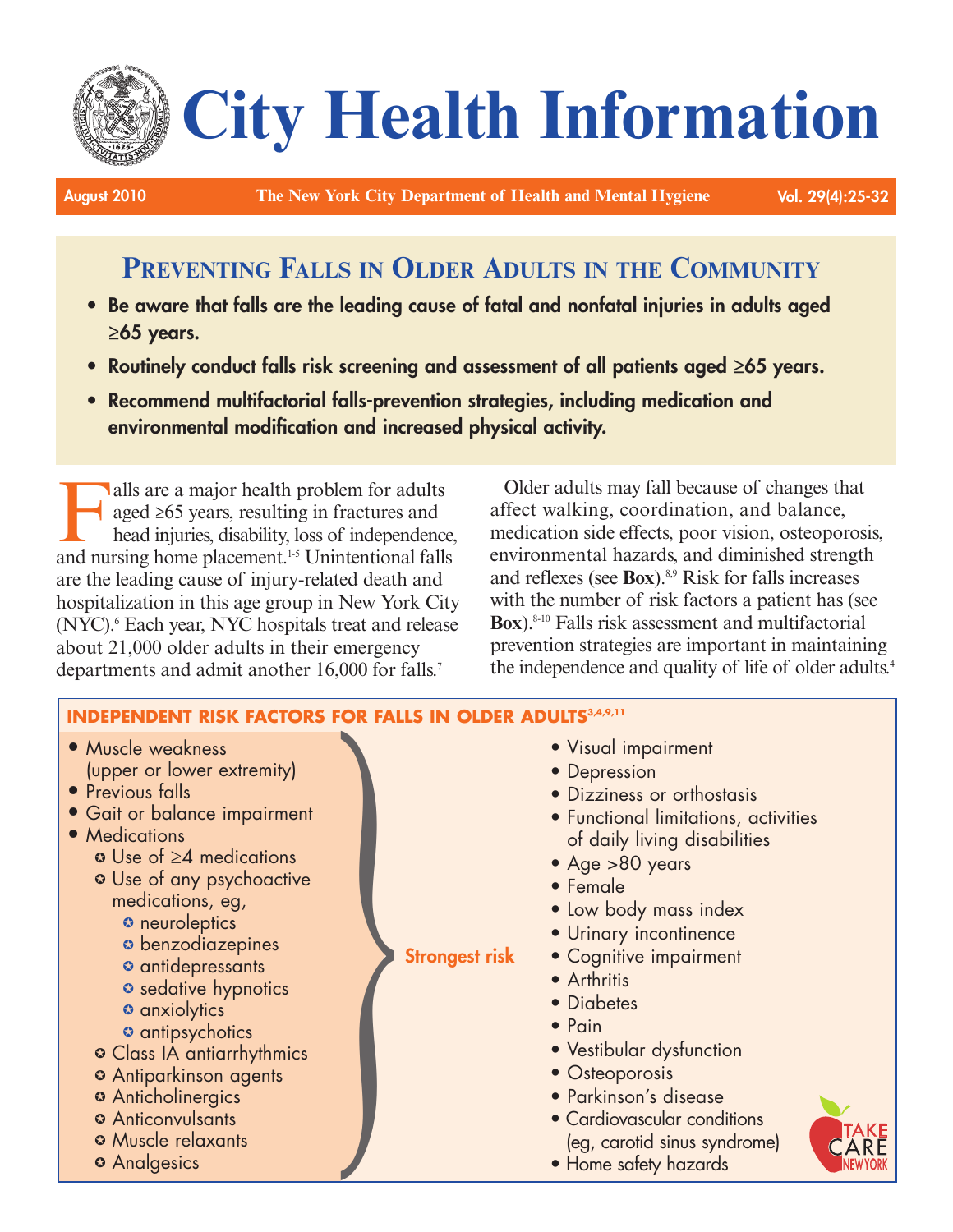# City Health Information

August 2010 — The New York City Department of Health and Mental Hygiene

## Preventing Falls in Older Adults in the Community

- **Be aware that falls are the leading cause of fatal and nonfatal injuries in adults aged ≥65 years.**
- **Routinely conduct falls risk screening and assessment of all patients aged ≥65 years.**
- **Recommend multifactorial falls-prevention strategies, including medication and environmental modification and increased physical activity.**

Falls are a major health problem for adults aged ≥65 years, resulting in fractures and head injuries, disability, loss of independence, and nursing home placement.[1-5] Unintentional falls are the leading cause of injury-related death and hospitalization in this age group in New York City (NYC).[6] Each year, NYC hospitals treat and release about 21,000 older adults in their emergency departments and admit another 16,000 for falls.[7]

Older adults may fall because of changes that affect walking, coordination, and balance, medication side effects, poor vision, osteoporosis, environmental hazards, and diminished strength and reflexes (see **Box**).[8,9] Risk for falls increases with the number of risk factors a patient has (see **Box**).[8-10] Falls risk assessment and multifactorial prevention strategies are important in maintaining the independence and quality of life of older adults.[4]

### INDEPENDENT RISK FACTORS FOR FALLS IN OLDER ADULTS[3,4,9,11]

**Strongest risk:**

- Muscle weakness (upper or lower extremity)
- Previous falls
- Gait or balance impairment
- Medications
  - Use of ≥4 medications
  - Use of any psychoactive medications, eg,
    - neuroleptics
    - benzodiazepines
    - antidepressants
    - sedative hypnotics
    - anxiolytics
    - antipsychotics
  - Class IA antiarrhythmics
  - Antiparkinson agents
  - Anticholinergics
  - Anticonvulsants
  - Muscle relaxants
  - Analgesics

**Other risk factors:**

- Visual impairment
- Depression
- Dizziness or orthostasis
- Functional limitations, activities of daily living disabilities
- Age >80 years
- Female
- Low body mass index
- Urinary incontinence
- Cognitive impairment
- Arthritis
- Diabetes
- Pain
- Vestibular dysfunction
- Osteoporosis
- Parkinson's disease
- Cardiovascular conditions (eg, carotid sinus syndrome)
- Home safety hazards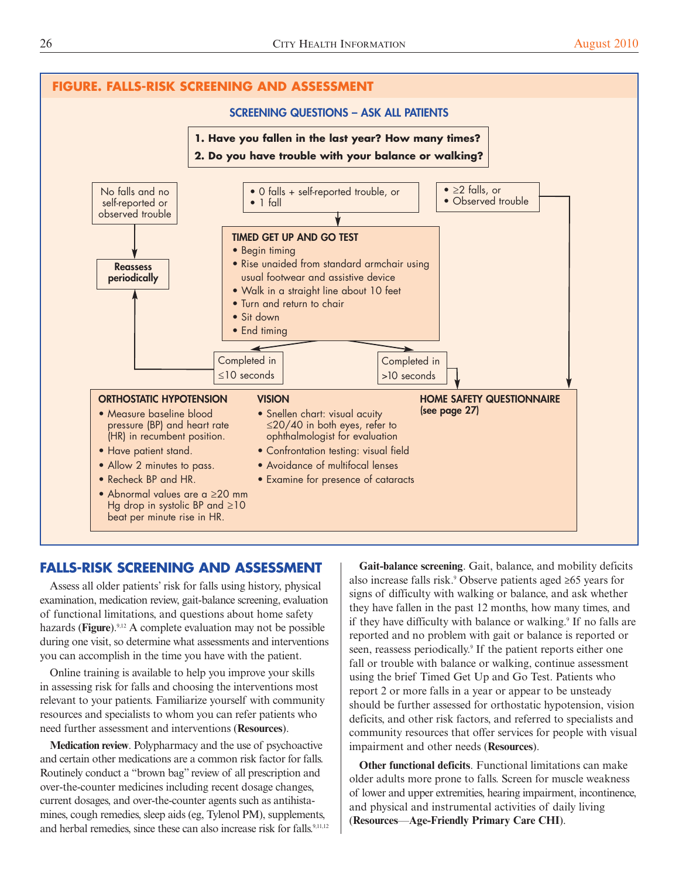## FIGURE. FALLS-RISK SCREENING AND ASSESSMENT

### SCREENING QUESTIONS – ASK ALL PATIENTS

**1. Have you fallen in the last year? How many times?**
**2. Do you have trouble with your balance or walking?**

No falls and no self-reported or observed trouble → **Reassess periodically**

- 0 falls + self-reported trouble, or
- 1 fall

→ **TIMED GET UP AND GO TEST**

- Begin timing
- Rise unaided from standard armchair using usual footwear and assistive device
- Walk in a straight line about 10 feet
- Turn and return to chair
- Sit down
- End timing

Completed in ≤10 seconds → Reassess periodically

Completed in >10 seconds → assessment below

- ≥2 falls, or
- Observed trouble

→ assessment below

**ORTHOSTATIC HYPOTENSION**

- Measure baseline blood pressure (BP) and heart rate (HR) in recumbent position.
- Have patient stand.
- Allow 2 minutes to pass.
- Recheck BP and HR.
- Abnormal values are a ≥20 mm Hg drop in systolic BP and ≥10 beat per minute rise in HR.

**VISION**

- Snellen chart: visual acuity ≤20/40 in both eyes, refer to ophthalmologist for evaluation
- Confrontation testing: visual field
- Avoidance of multifocal lenses
- Examine for presence of cataracts

**HOME SAFETY QUESTIONNAIRE (see page 27)**

## FALLS-RISK SCREENING AND ASSESSMENT

Assess all older patients' risk for falls using history, physical examination, medication review, gait-balance screening, evaluation of functional limitations, and questions about home safety hazards (**Figure**).[9,12] A complete evaluation may not be possible during one visit, so determine what assessments and interventions you can accomplish in the time you have with the patient.

Online training is available to help you improve your skills in assessing risk for falls and choosing the interventions most relevant to your patients. Familiarize yourself with community resources and specialists to whom you can refer patients who need further assessment and interventions (**Resources**).

**Medication review**. Polypharmacy and the use of psychoactive and certain other medications are a common risk factor for falls. Routinely conduct a "brown bag" review of all prescription and over-the-counter medicines including recent dosage changes, current dosages, and over-the-counter agents such as antihistamines, cough remedies, sleep aids (eg, Tylenol PM), supplements, and herbal remedies, since these can also increase risk for falls.[9,11,12]

**Gait-balance screening**. Gait, balance, and mobility deficits also increase falls risk.[9] Observe patients aged ≥65 years for signs of difficulty with walking or balance, and ask whether they have fallen in the past 12 months, how many times, and if they have difficulty with balance or walking.[9] If no falls are reported and no problem with gait or balance is reported or seen, reassess periodically.[9] If the patient reports either one fall or trouble with balance or walking, continue assessment using the brief Timed Get Up and Go Test. Patients who report 2 or more falls in a year or appear to be unsteady should be further assessed for orthostatic hypotension, vision deficits, and other risk factors, and referred to specialists and community resources that offer services for people with visual impairment and other needs (**Resources**).

**Other functional deficits**. Functional limitations can make older adults more prone to falls. Screen for muscle weakness of lower and upper extremities, hearing impairment, incontinence, and physical and instrumental activities of daily living (**Resources**—**Age-Friendly Primary Care CHI**).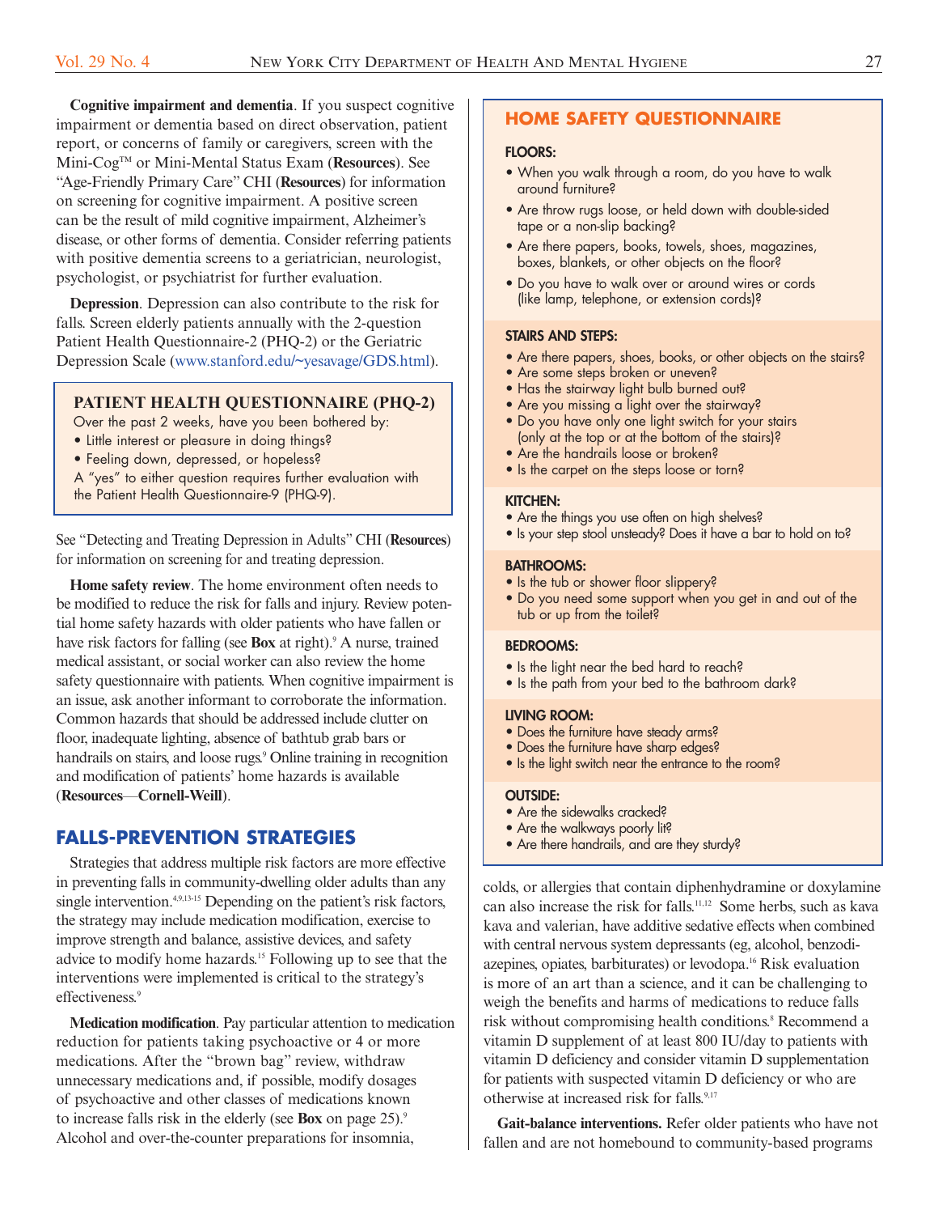**Cognitive impairment and dementia**. If you suspect cognitive impairment or dementia based on direct observation, patient report, or concerns of family or caregivers, screen with the Mini-Cog™ or Mini-Mental Status Exam (**Resources**). See "Age-Friendly Primary Care" CHI (**Resources**) for information on screening for cognitive impairment. A positive screen can be the result of mild cognitive impairment, Alzheimer's disease, or other forms of dementia. Consider referring patients with positive dementia screens to a geriatrician, neurologist, psychologist, or psychiatrist for further evaluation.

**Depression**. Depression can also contribute to the risk for falls. Screen elderly patients annually with the 2-question Patient Health Questionnaire-2 (PHQ-2) or the Geriatric Depression Scale (www.stanford.edu/~yesavage/GDS.html).

> **PATIENT HEALTH QUESTIONNAIRE (PHQ-2)**
>
> Over the past 2 weeks, have you been bothered by:
> - Little interest or pleasure in doing things?
> - Feeling down, depressed, or hopeless?
>
> A "yes" to either question requires further evaluation with the Patient Health Questionnaire-9 (PHQ-9).

See "Detecting and Treating Depression in Adults" CHI (**Resources**) for information on screening for and treating depression.

**Home safety review**. The home environment often needs to be modified to reduce the risk for falls and injury. Review potential home safety hazards with older patients who have fallen or have risk factors for falling (see **Box** at right).[9] A nurse, trained medical assistant, or social worker can also review the home safety questionnaire with patients. When cognitive impairment is an issue, ask another informant to corroborate the information. Common hazards that should be addressed include clutter on floor, inadequate lighting, absence of bathtub grab bars or handrails on stairs, and loose rugs.[9] Online training in recognition and modification of patients' home hazards is available (**Resources—Cornell-Weill**).

## FALLS-PREVENTION STRATEGIES

Strategies that address multiple risk factors are more effective in preventing falls in community-dwelling older adults than any single intervention.[4,9,13-15] Depending on the patient's risk factors, the strategy may include medication modification, exercise to improve strength and balance, assistive devices, and safety advice to modify home hazards.[15] Following up to see that the interventions were implemented is critical to the strategy's effectiveness.[9]

**Medication modification**. Pay particular attention to medication reduction for patients taking psychoactive or 4 or more medications. After the "brown bag" review, withdraw unnecessary medications and, if possible, modify dosages of psychoactive and other classes of medications known to increase falls risk in the elderly (see **Box** on page 25).[9] Alcohol and over-the-counter preparations for insomnia, colds, or allergies that contain diphenhydramine or doxylamine can also increase the risk for falls.[11,12] Some herbs, such as kava kava and valerian, have additive sedative effects when combined with central nervous system depressants (eg, alcohol, benzodiazepines, opiates, barbiturates) or levodopa.[16] Risk evaluation is more of an art than a science, and it can be challenging to weigh the benefits and harms of medications to reduce falls risk without compromising health conditions.[8] Recommend a vitamin D supplement of at least 800 IU/day to patients with vitamin D deficiency and consider vitamin D supplementation for patients with suspected vitamin D deficiency or who are otherwise at increased risk for falls.[9,17]

**Gait-balance interventions.** Refer older patients who have not fallen and are not homebound to community-based programs

> ### HOME SAFETY QUESTIONNAIRE
>
> **FLOORS:**
> - When you walk through a room, do you have to walk around furniture?
> - Are throw rugs loose, or held down with double-sided tape or a non-slip backing?
> - Are there papers, books, towels, shoes, magazines, boxes, blankets, or other objects on the floor?
> - Do you have to walk over or around wires or cords (like lamp, telephone, or extension cords)?
>
> **STAIRS AND STEPS:**
> - Are there papers, shoes, books, or other objects on the stairs?
> - Are some steps broken or uneven?
> - Has the stairway light bulb burned out?
> - Are you missing a light over the stairway?
> - Do you have only one light switch for your stairs (only at the top or at the bottom of the stairs)?
> - Are the handrails loose or broken?
> - Is the carpet on the steps loose or torn?
>
> **KITCHEN:**
> - Are the things you use often on high shelves?
> - Is your step stool unsteady? Does it have a bar to hold on to?
>
> **BATHROOMS:**
> - Is the tub or shower floor slippery?
> - Do you need some support when you get in and out of the tub or up from the toilet?
>
> **BEDROOMS:**
> - Is the light near the bed hard to reach?
> - Is the path from your bed to the bathroom dark?
>
> **LIVING ROOM:**
> - Does the furniture have steady arms?
> - Does the furniture have sharp edges?
> - Is the light switch near the entrance to the room?
>
> **OUTSIDE:**
> - Are the sidewalks cracked?
> - Are the walkways poorly lit?
> - Are there handrails, and are they sturdy?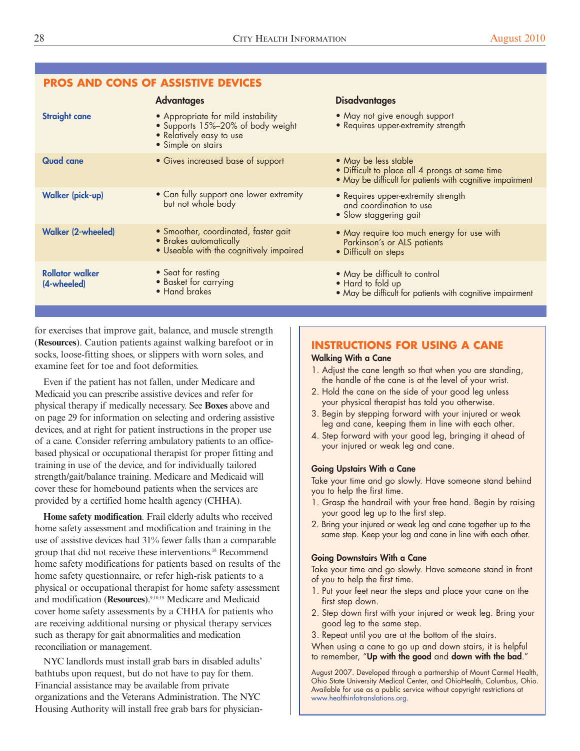## PROS AND CONS OF ASSISTIVE DEVICES

| | Advantages | Disadvantages |
|---|---|---|
| **Straight cane** | • Appropriate for mild instability<br>• Supports 15%–20% of body weight<br>• Relatively easy to use<br>• Simple on stairs | • May not give enough support<br>• Requires upper-extremity strength |
| **Quad cane** | • Gives increased base of support | • May be less stable<br>• Difficult to place all 4 prongs at same time<br>• May be difficult for patients with cognitive impairment |
| **Walker (pick-up)** | • Can fully support one lower extremity but not whole body | • Requires upper-extremity strength and coordination to use<br>• Slow staggering gait |
| **Walker (2-wheeled)** | • Smoother, coordinated, faster gait<br>• Brakes automatically<br>• Useable with the cognitively impaired | • May require too much energy for use with Parkinson's or ALS patients<br>• Difficult on steps |
| **Rollator walker (4-wheeled)** | • Seat for resting<br>• Basket for carrying<br>• Hand brakes | • May be difficult to control<br>• Hard to fold up<br>• May be difficult for patients with cognitive impairment |

for exercises that improve gait, balance, and muscle strength (**Resources**). Caution patients against walking barefoot or in socks, loose-fitting shoes, or slippers with worn soles, and examine feet for toe and foot deformities.

Even if the patient has not fallen, under Medicare and Medicaid you can prescribe assistive devices and refer for physical therapy if medically necessary. See **Boxes** above and on page 29 for information on selecting and ordering assistive devices, and at right for patient instructions in the proper use of a cane. Consider referring ambulatory patients to an office-based physical or occupational therapist for proper fitting and training in use of the device, and for individually tailored strength/gait/balance training. Medicare and Medicaid will cover these for homebound patients when the services are provided by a certified home health agency (CHHA).

**Home safety modification**. Frail elderly adults who received home safety assessment and modification and training in the use of assistive devices had 31% fewer falls than a comparable group that did not receive these interventions.[18] Recommend home safety modifications for patients based on results of the home safety questionnaire, or refer high-risk patients to a physical or occupational therapist for home safety assessment and modification (**Resources**).[9,10,19] Medicare and Medicaid cover home safety assessments by a CHHA for patients who are receiving additional nursing or physical therapy services such as therapy for gait abnormalities and medication reconciliation or management.

NYC landlords must install grab bars in disabled adults' bathtubs upon request, but do not have to pay for them. Financial assistance may be available from private organizations and the Veterans Administration. The NYC Housing Authority will install free grab bars for physician-

## INSTRUCTIONS FOR USING A CANE

### Walking With a Cane

1. Adjust the cane length so that when you are standing, the handle of the cane is at the level of your wrist.
2. Hold the cane on the side of your good leg unless your physical therapist has told you otherwise.
3. Begin by stepping forward with your injured or weak leg and cane, keeping them in line with each other.
4. Step forward with your good leg, bringing it ahead of your injured or weak leg and cane.

### Going Upstairs With a Cane

Take your time and go slowly. Have someone stand behind you to help the first time.

1. Grasp the handrail with your free hand. Begin by raising your good leg up to the first step.
2. Bring your injured or weak leg and cane together up to the same step. Keep your leg and cane in line with each other.

### Going Downstairs With a Cane

Take your time and go slowly. Have someone stand in front of you to help the first time.

1. Put your feet near the steps and place your cane on the first step down.
2. Step down first with your injured or weak leg. Bring your good leg to the same step.
3. Repeat until you are at the bottom of the stairs.

When using a cane to go up and down stairs, it is helpful to remember, "**Up with the good** and **down with the bad**."

August 2007. Developed through a partnership of Mount Carmel Health, Ohio State University Medical Center, and OhioHealth, Columbus, Ohio. Available for use as a public service without copyright restrictions at www.healthinfotranslations.org.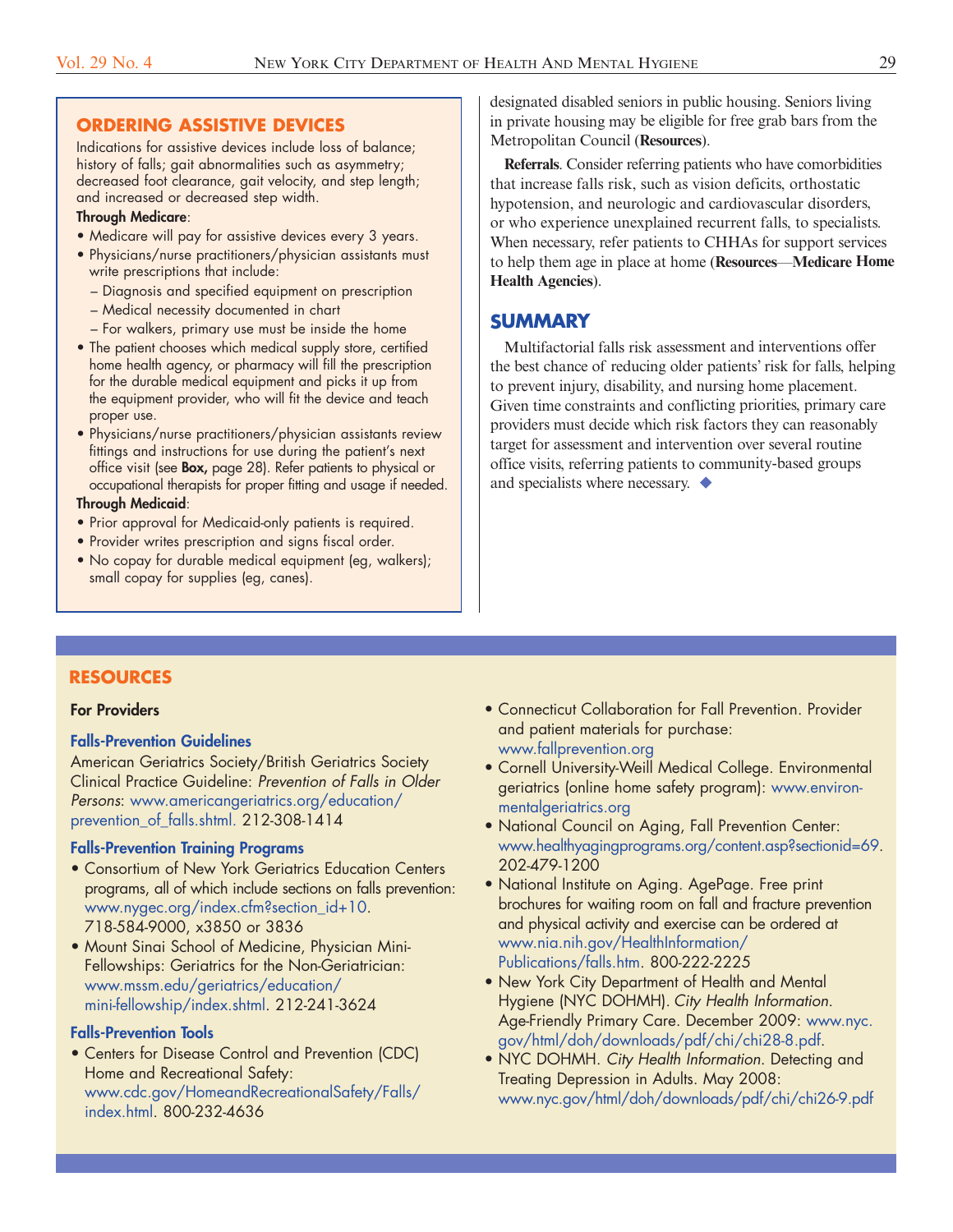## ORDERING ASSISTIVE DEVICES

Indications for assistive devices include loss of balance; history of falls; gait abnormalities such as asymmetry; decreased foot clearance, gait velocity, and step length; and increased or decreased step width.

**Through Medicare**:

- Medicare will pay for assistive devices every 3 years.
- Physicians/nurse practitioners/physician assistants must write prescriptions that include:
  - Diagnosis and specified equipment on prescription
  - Medical necessity documented in chart
  - For walkers, primary use must be inside the home
- The patient chooses which medical supply store, certified home health agency, or pharmacy will fill the prescription for the durable medical equipment and picks it up from the equipment provider, who will fit the device and teach proper use.
- Physicians/nurse practitioners/physician assistants review fittings and instructions for use during the patient's next office visit (see **Box,** page 28). Refer patients to physical or occupational therapists for proper fitting and usage if needed.

**Through Medicaid**:

- Prior approval for Medicaid-only patients is required.
- Provider writes prescription and signs fiscal order.
- No copay for durable medical equipment (eg, walkers); small copay for supplies (eg, canes).

designated disabled seniors in public housing. Seniors living in private housing may be eligible for free grab bars from the Metropolitan Council (**Resources**).

**Referrals**. Consider referring patients who have comorbidities that increase falls risk, such as vision deficits, orthostatic hypotension, and neurologic and cardiovascular disorders, or who experience unexplained recurrent falls, to specialists. When necessary, refer patients to CHHAs for support services to help them age in place at home (**Resources**—**Medicare Home Health Agencies**).

## SUMMARY

Multifactorial falls risk assessment and interventions offer the best chance of reducing older patients' risk for falls, helping to prevent injury, disability, and nursing home placement. Given time constraints and conflicting priorities, primary care providers must decide which risk factors they can reasonably target for assessment and intervention over several routine office visits, referring patients to community-based groups and specialists where necessary. ◆

## RESOURCES

### For Providers

#### Falls-Prevention Guidelines

American Geriatrics Society/British Geriatrics Society Clinical Practice Guideline: *Prevention of Falls in Older Persons*: www.americangeriatrics.org/education/prevention_of_falls.shtml. 212-308-1414

#### Falls-Prevention Training Programs

- Consortium of New York Geriatrics Education Centers programs, all of which include sections on falls prevention: www.nygec.org/index.cfm?section_id+10. 718-584-9000, x3850 or 3836
- Mount Sinai School of Medicine, Physician Mini-Fellowships: Geriatrics for the Non-Geriatrician: www.mssm.edu/geriatrics/education/mini-fellowship/index.shtml. 212-241-3624

#### Falls-Prevention Tools

- Centers for Disease Control and Prevention (CDC) Home and Recreational Safety: www.cdc.gov/HomeandRecreationalSafety/Falls/index.html. 800-232-4636
- Connecticut Collaboration for Fall Prevention. Provider and patient materials for purchase: www.fallprevention.org
- Cornell University-Weill Medical College. Environmental geriatrics (online home safety program): www.environmentalgeriatrics.org
- National Council on Aging, Fall Prevention Center: www.healthyagingprograms.org/content.asp?sectionid=69. 202-479-1200
- National Institute on Aging. AgePage. Free print brochures for waiting room on fall and fracture prevention and physical activity and exercise can be ordered at www.nia.nih.gov/HealthInformation/Publications/falls.htm. 800-222-2225
- New York City Department of Health and Mental Hygiene (NYC DOHMH). *City Health Information*. Age-Friendly Primary Care. December 2009: www.nyc.gov/html/doh/downloads/pdf/chi/chi28-8.pdf.
- NYC DOHMH. *City Health Information*. Detecting and Treating Depression in Adults. May 2008: www.nyc.gov/html/doh/downloads/pdf/chi/chi26-9.pdf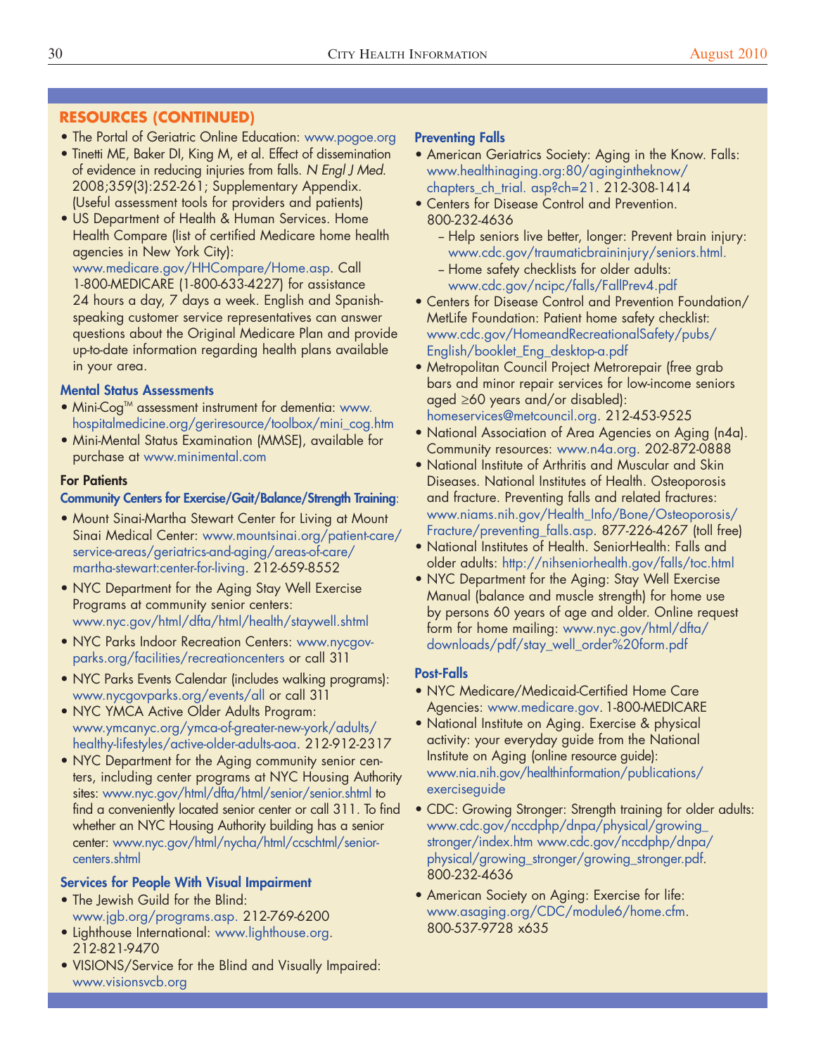## RESOURCES (CONTINUED)

- The Portal of Geriatric Online Education: www.pogoe.org
- Tinetti ME, Baker DI, King M, et al. Effect of dissemination of evidence in reducing injuries from falls. *N Engl J Med.* 2008;359(3):252-261; Supplementary Appendix. (Useful assessment tools for providers and patients)
- US Department of Health & Human Services. Home Health Compare (list of certified Medicare home health agencies in New York City): www.medicare.gov/HHCompare/Home.asp. Call 1-800-MEDICARE (1-800-633-4227) for assistance 24 hours a day, 7 days a week. English and Spanish-speaking customer service representatives can answer questions about the Original Medicare Plan and provide up-to-date information regarding health plans available in your area.

### Mental Status Assessments

- Mini-Cog™ assessment instrument for dementia: www.hospitalmedicine.org/geriresource/toolbox/mini_cog.htm
- Mini-Mental Status Examination (MMSE), available for purchase at www.minimental.com

### For Patients

#### Community Centers for Exercise/Gait/Balance/Strength Training:

- Mount Sinai-Martha Stewart Center for Living at Mount Sinai Medical Center: www.mountsinai.org/patient-care/service-areas/geriatrics-and-aging/areas-of-care/martha-stewart:center-for-living. 212-659-8552
- NYC Department for the Aging Stay Well Exercise Programs at community senior centers: www.nyc.gov/html/dfta/html/health/staywell.shtml
- NYC Parks Indoor Recreation Centers: www.nycgovparks.org/facilities/recreationcenters or call 311
- NYC Parks Events Calendar (includes walking programs): www.nycgovparks.org/events/all or call 311
- NYC YMCA Active Older Adults Program: www.ymcanyc.org/ymca-of-greater-new-york/adults/healthy-lifestyles/active-older-adults-aoa. 212-912-2317
- NYC Department for the Aging community senior centers, including center programs at NYC Housing Authority sites: www.nyc.gov/html/dfta/html/senior/senior.shtml to find a conveniently located senior center or call 311. To find whether an NYC Housing Authority building has a senior center: www.nyc.gov/html/nycha/html/ccschtml/senior-centers.shtml

#### Services for People With Visual Impairment

- The Jewish Guild for the Blind: www.jgb.org/programs.asp. 212-769-6200
- Lighthouse International: www.lighthouse.org. 212-821-9470
- VISIONS/Service for the Blind and Visually Impaired: www.visionsvcb.org

#### Preventing Falls

- American Geriatrics Society: Aging in the Know. Falls: www.healthinaging.org:80/agingintheknow/chapters_ch_trial. asp?ch=21. 212-308-1414
- Centers for Disease Control and Prevention. 800-232-4636
  - Help seniors live better, longer: Prevent brain injury: www.cdc.gov/traumaticbraininjury/seniors.html.
  - Home safety checklists for older adults: www.cdc.gov/ncipc/falls/FallPrev4.pdf
- Centers for Disease Control and Prevention Foundation/MetLife Foundation: Patient home safety checklist: www.cdc.gov/HomeandRecreationalSafety/pubs/English/booklet_Eng_desktop-a.pdf
- Metropolitan Council Project Metrorepair (free grab bars and minor repair services for low-income seniors aged ≥60 years and/or disabled): homeservices@metcouncil.org. 212-453-9525
- National Association of Area Agencies on Aging (n4a). Community resources: www.n4a.org. 202-872-0888
- National Institute of Arthritis and Muscular and Skin Diseases. National Institutes of Health. Osteoporosis and fracture. Preventing falls and related fractures: www.niams.nih.gov/Health_Info/Bone/Osteoporosis/Fracture/preventing_falls.asp. 877-226-4267 (toll free)
- National Institutes of Health. SeniorHealth: Falls and older adults: http://nihseniorhealth.gov/falls/toc.html
- NYC Department for the Aging: Stay Well Exercise Manual (balance and muscle strength) for home use by persons 60 years of age and older. Online request form for home mailing: www.nyc.gov/html/dfta/downloads/pdf/stay_well_order%20form.pdf

#### Post-Falls

- NYC Medicare/Medicaid-Certified Home Care Agencies: www.medicare.gov. 1-800-MEDICARE
- National Institute on Aging. Exercise & physical activity: your everyday guide from the National Institute on Aging (online resource guide): www.nia.nih.gov/healthinformation/publications/exerciseguide
- CDC: Growing Stronger: Strength training for older adults: www.cdc.gov/nccdphp/dnpa/physical/growing_stronger/index.htm www.cdc.gov/nccdphp/dnpa/physical/growing_stronger/growing_stronger.pdf. 800-232-4636
- American Society on Aging: Exercise for life: www.asaging.org/CDC/module6/home.cfm. 800-537-9728 x635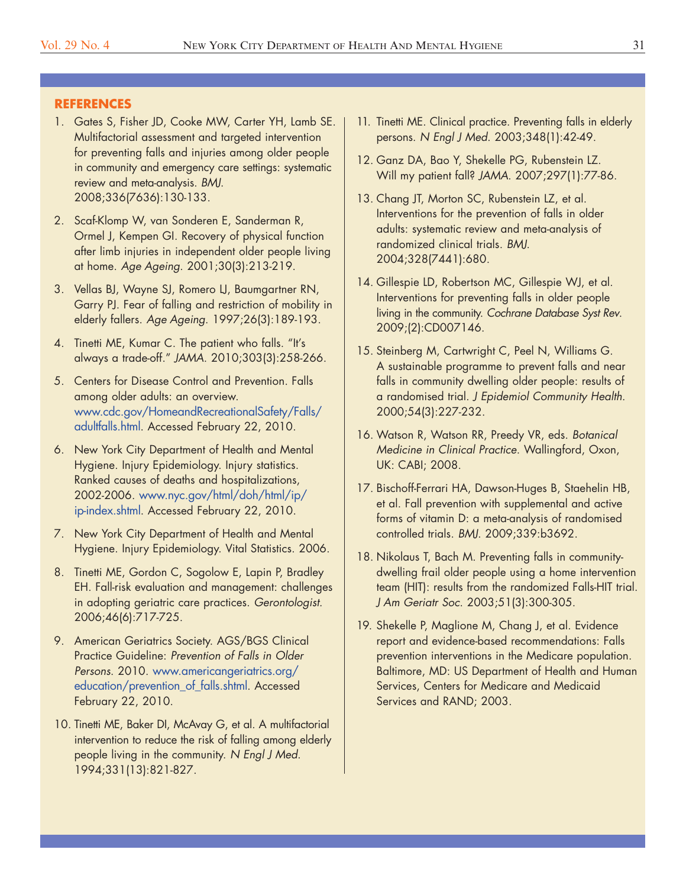## REFERENCES

1. Gates S, Fisher JD, Cooke MW, Carter YH, Lamb SE. Multifactorial assessment and targeted intervention for preventing falls and injuries among older people in community and emergency care settings: systematic review and meta-analysis. *BMJ.* 2008;336(7636):130-133.
2. Scaf-Klomp W, van Sonderen E, Sanderman R, Ormel J, Kempen GI. Recovery of physical function after limb injuries in independent older people living at home. *Age Ageing.* 2001;30(3):213-219.
3. Vellas BJ, Wayne SJ, Romero LJ, Baumgartner RN, Garry PJ. Fear of falling and restriction of mobility in elderly fallers. *Age Ageing.* 1997;26(3):189-193.
4. Tinetti ME, Kumar C. The patient who falls. "It's always a trade-off." *JAMA.* 2010;303(3):258-266.
5. Centers for Disease Control and Prevention. Falls among older adults: an overview. www.cdc.gov/HomeandRecreationalSafety/Falls/adultfalls.html. Accessed February 22, 2010.
6. New York City Department of Health and Mental Hygiene. Injury Epidemiology. Injury statistics. Ranked causes of deaths and hospitalizations, 2002-2006. www.nyc.gov/html/doh/html/ip/ip-index.shtml. Accessed February 22, 2010.
7. New York City Department of Health and Mental Hygiene. Injury Epidemiology. Vital Statistics. 2006.
8. Tinetti ME, Gordon C, Sogolow E, Lapin P, Bradley EH. Fall-risk evaluation and management: challenges in adopting geriatric care practices. *Gerontologist.* 2006;46(6):717-725.
9. American Geriatrics Society. AGS/BGS Clinical Practice Guideline: *Prevention of Falls in Older Persons.* 2010. www.americangeriatrics.org/education/prevention_of_falls.shtml. Accessed February 22, 2010.
10. Tinetti ME, Baker DI, McAvay G, et al. A multifactorial intervention to reduce the risk of falling among elderly people living in the community. *N Engl J Med.* 1994;331(13):821-827.
11. Tinetti ME. Clinical practice. Preventing falls in elderly persons. *N Engl J Med.* 2003;348(1):42-49.
12. Ganz DA, Bao Y, Shekelle PG, Rubenstein LZ. Will my patient fall? *JAMA.* 2007;297(1):77-86.
13. Chang JT, Morton SC, Rubenstein LZ, et al. Interventions for the prevention of falls in older adults: systematic review and meta-analysis of randomized clinical trials. *BMJ.* 2004;328(7441):680.
14. Gillespie LD, Robertson MC, Gillespie WJ, et al. Interventions for preventing falls in older people living in the community. *Cochrane Database Syst Rev.* 2009;(2):CD007146.
15. Steinberg M, Cartwright C, Peel N, Williams G. A sustainable programme to prevent falls and near falls in community dwelling older people: results of a randomised trial. *J Epidemiol Community Health.* 2000;54(3):227-232.
16. Watson R, Watson RR, Preedy VR, eds. *Botanical Medicine in Clinical Practice.* Wallingford, Oxon, UK: CABI; 2008.
17. Bischoff-Ferrari HA, Dawson-Huges B, Staehelin HB, et al. Fall prevention with supplemental and active forms of vitamin D: a meta-analysis of randomised controlled trials. *BMJ.* 2009;339:b3692.
18. Nikolaus T, Bach M. Preventing falls in community-dwelling frail older people using a home intervention team (HIT): results from the randomized Falls-HIT trial. *J Am Geriatr Soc.* 2003;51(3):300-305.
19. Shekelle P, Maglione M, Chang J, et al. Evidence report and evidence-based recommendations: Falls prevention interventions in the Medicare population. Baltimore, MD: US Department of Health and Human Services, Centers for Medicare and Medicaid Services and RAND; 2003.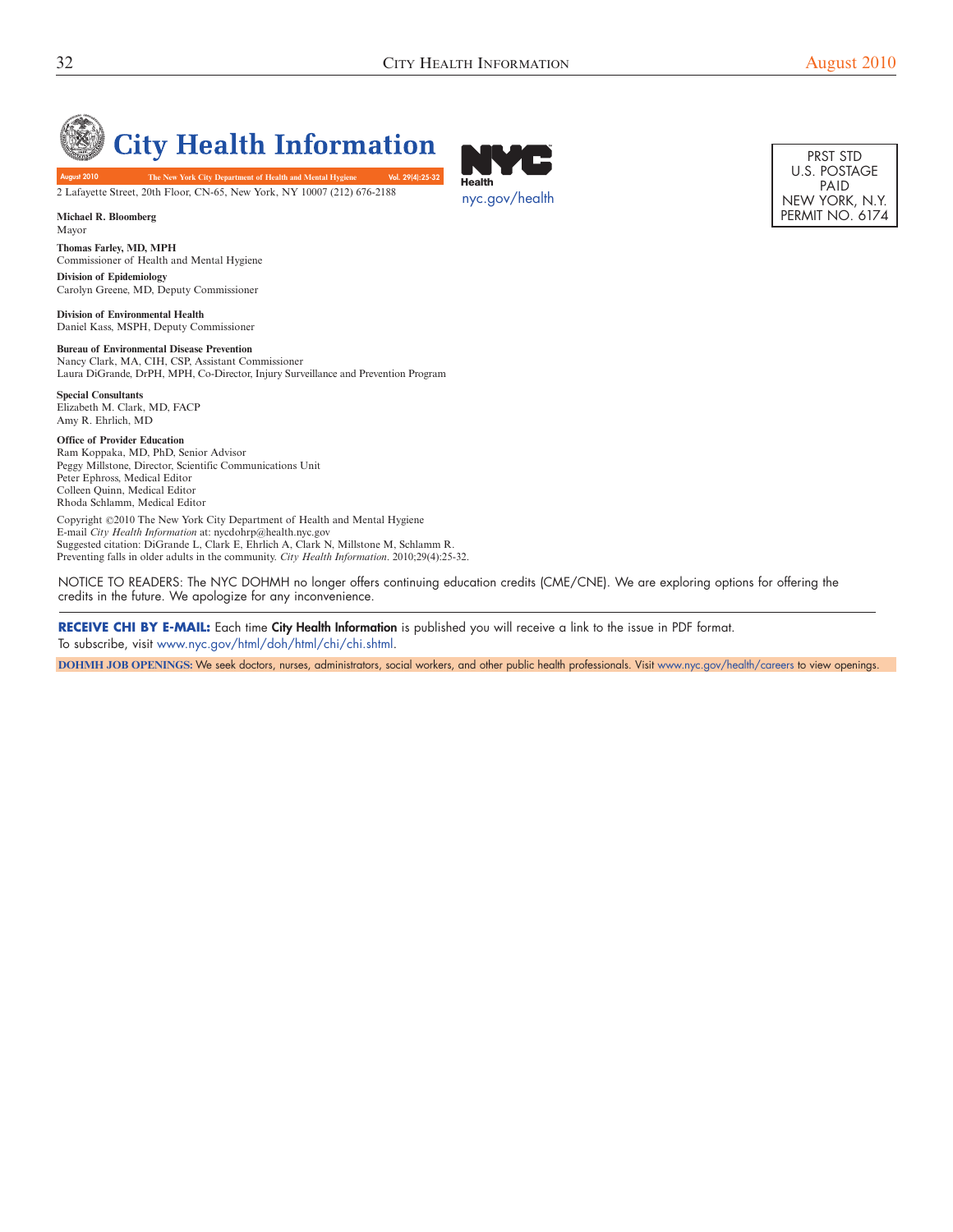# City Health Information

August 2010 — The New York City Department of Health and Mental Hygiene — Vol. 29(4):25-32

2 Lafayette Street, 20th Floor, CN-65, New York, NY 10007 (212) 676-2188

NYC Health
nyc.gov/health

PRST STD
U.S. POSTAGE
PAID
NEW YORK, N.Y.
PERMIT NO. 6174

**Michael R. Bloomberg**
Mayor

**Thomas Farley, MD, MPH**
Commissioner of Health and Mental Hygiene

**Division of Epidemiology**
Carolyn Greene, MD, Deputy Commissioner

**Division of Environmental Health**
Daniel Kass, MSPH, Deputy Commissioner

**Bureau of Environmental Disease Prevention**
Nancy Clark, MA, CIH, CSP, Assistant Commissioner
Laura DiGrande, DrPH, MPH, Co-Director, Injury Surveillance and Prevention Program

**Special Consultants**
Elizabeth M. Clark, MD, FACP
Amy R. Ehrlich, MD

**Office of Provider Education**
Ram Koppaka, MD, PhD, Senior Advisor
Peggy Millstone, Director, Scientific Communications Unit
Peter Ephross, Medical Editor
Colleen Quinn, Medical Editor
Rhoda Schlamm, Medical Editor

Copyright ©2010 The New York City Department of Health and Mental Hygiene
E-mail *City Health Information* at: nycdohrp@health.nyc.gov
Suggested citation: DiGrande L, Clark E, Ehrlich A, Clark N, Millstone M, Schlamm R.
Preventing falls in older adults in the community. *City Health Information*. 2010;29(4):25-32.

NOTICE TO READERS: The NYC DOHMH no longer offers continuing education credits (CME/CNE). We are exploring options for offering the credits in the future. We apologize for any inconvenience.

**RECEIVE CHI BY E-MAIL:** Each time **City Health Information** is published you will receive a link to the issue in PDF format.
To subscribe, visit www.nyc.gov/html/doh/html/chi/chi.shtml.

**DOHMH JOB OPENINGS:** We seek doctors, nurses, administrators, social workers, and other public health professionals. Visit www.nyc.gov/health/careers to view openings.